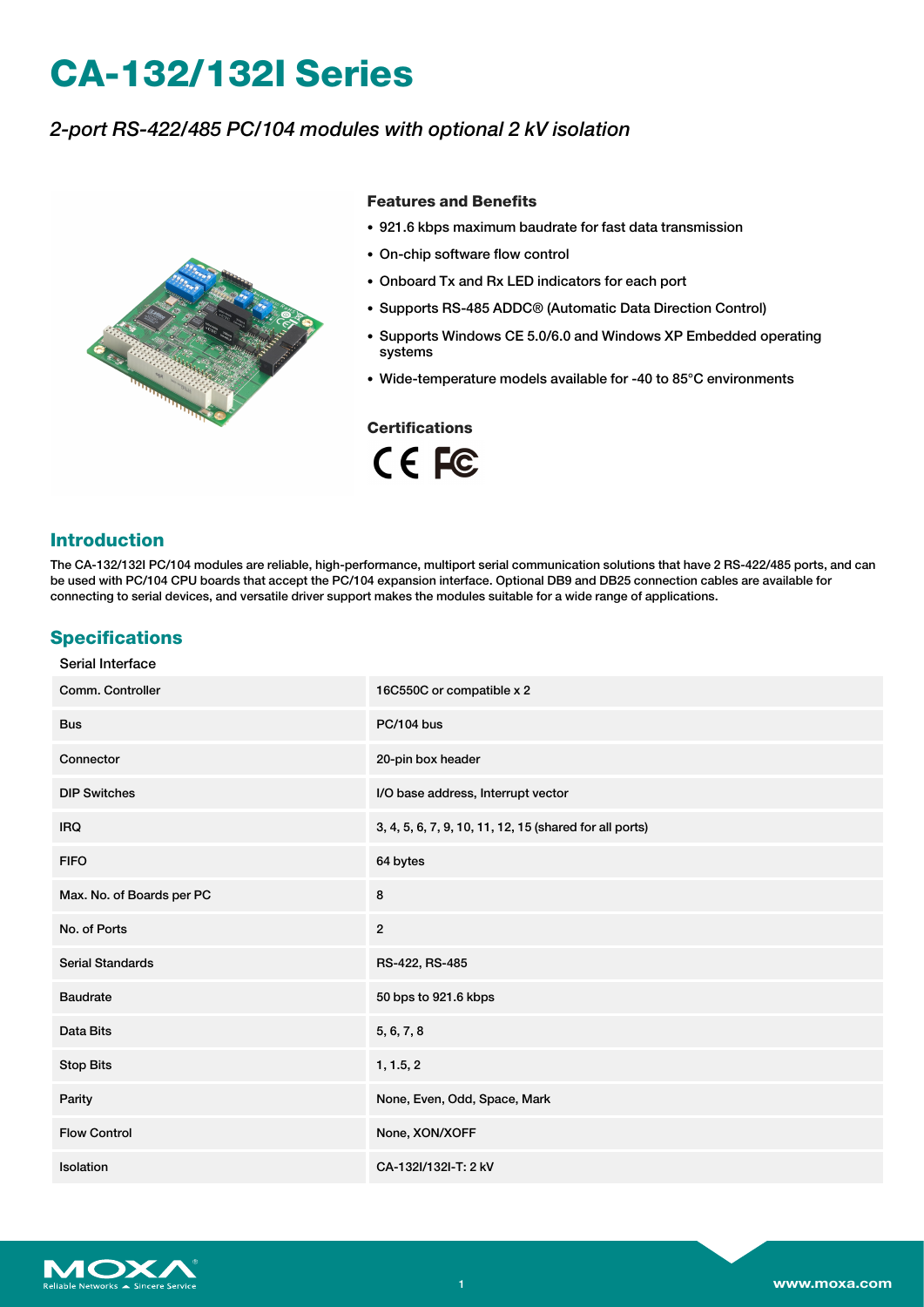# CA-132/132I Series

*2-port RS-422/485 PC/104 modules with optional 2 kV isolation*

### Features and Benefits

- 921.6 kbps maximum baudrate for fast data transmission
- On-chip software flow control
- Onboard Tx and Rx LED indicators for each port
- Supports RS-485 ADDC® (Automatic Data Direction Control)
- Supports Windows CE 5.0/6.0 and Windows XP Embedded operating systems
- Wide-temperature models available for -40 to 85°C environments

### Certifications

## Introduction

The CA-132/132I PC/104 modules are reliable, high-performance, multiport serial communication solutions that have 2 RS-422/485 ports, and can be used with PC/104 CPU boards that accept the PC/104 expansion interface. Optional DB9 and DB25 connection cables are available for connecting to serial devices, and versatile driver support makes the modules suitable for a wide range of applications.

## Specifications

### Serial Interface

| | |
|---|---|
| Comm. Controller | 16C550C or compatible x 2 |
| Bus | PC/104 bus |
| Connector | 20-pin box header |
| DIP Switches | I/O base address, Interrupt vector |
| IRQ | 3, 4, 5, 6, 7, 9, 10, 11, 12, 15 (shared for all ports) |
| FIFO | 64 bytes |
| Max. No. of Boards per PC | 8 |
| No. of Ports | 2 |
| Serial Standards | RS-422, RS-485 |
| Baudrate | 50 bps to 921.6 kbps |
| Data Bits | 5, 6, 7, 8 |
| Stop Bits | 1, 1.5, 2 |
| Parity | None, Even, Odd, Space, Mark |
| Flow Control | None, XON/XOFF |
| Isolation | CA-132I/132I-T: 2 kV |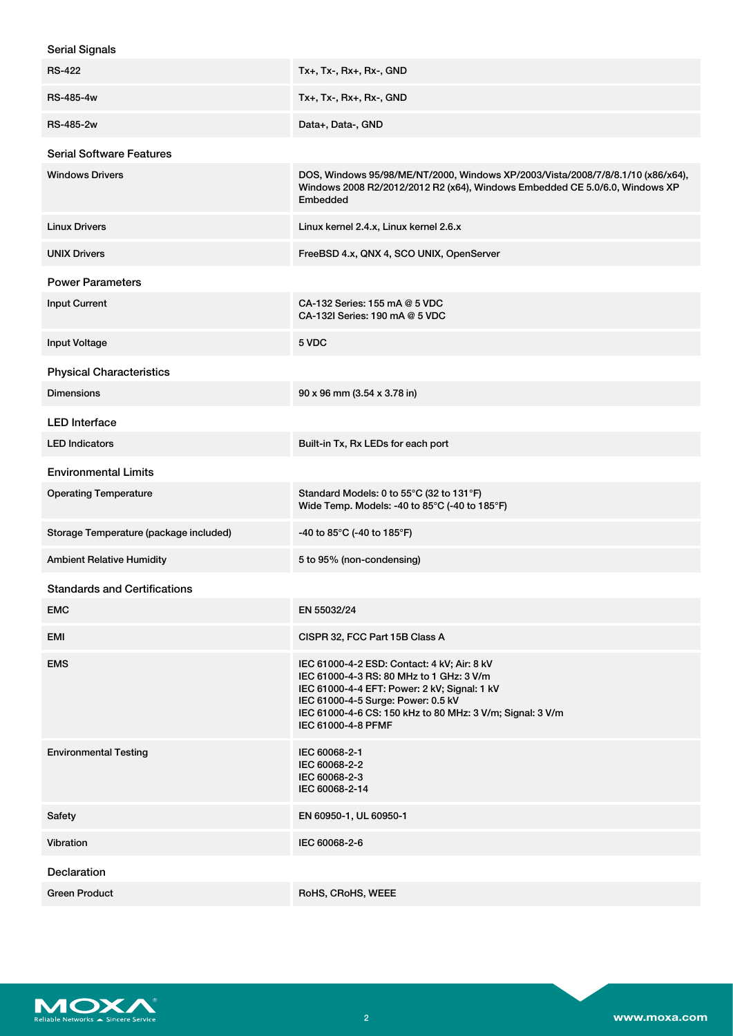### Serial Signals

| | |
|---|---|
| RS-422 | Tx+, Tx-, Rx+, Rx-, GND |
| RS-485-4w | Tx+, Tx-, Rx+, Rx-, GND |
| RS-485-2w | Data+, Data-, GND |

### Serial Software Features

| | |
|---|---|
| Windows Drivers | DOS, Windows 95/98/ME/NT/2000, Windows XP/2003/Vista/2008/7/8/8.1/10 (x86/x64), Windows 2008 R2/2012/2012 R2 (x64), Windows Embedded CE 5.0/6.0, Windows XP Embedded |
| Linux Drivers | Linux kernel 2.4.x, Linux kernel 2.6.x |
| UNIX Drivers | FreeBSD 4.x, QNX 4, SCO UNIX, OpenServer |

### Power Parameters

| | |
|---|---|
| Input Current | CA-132 Series: 155 mA @ 5 VDC<br>CA-132I Series: 190 mA @ 5 VDC |
| Input Voltage | 5 VDC |

### Physical Characteristics

| | |
|---|---|
| Dimensions | 90 x 96 mm (3.54 x 3.78 in) |

### LED Interface

| | |
|---|---|
| LED Indicators | Built-in Tx, Rx LEDs for each port |

### Environmental Limits

| | |
|---|---|
| Operating Temperature | Standard Models: 0 to 55°C (32 to 131°F)<br>Wide Temp. Models: -40 to 85°C (-40 to 185°F) |
| Storage Temperature (package included) | -40 to 85°C (-40 to 185°F) |
| Ambient Relative Humidity | 5 to 95% (non-condensing) |

### Standards and Certifications

| | |
|---|---|
| EMC | EN 55032/24 |
| EMI | CISPR 32, FCC Part 15B Class A |
| EMS | IEC 61000-4-2 ESD: Contact: 4 kV; Air: 8 kV<br>IEC 61000-4-3 RS: 80 MHz to 1 GHz: 3 V/m<br>IEC 61000-4-4 EFT: Power: 2 kV; Signal: 1 kV<br>IEC 61000-4-5 Surge: Power: 0.5 kV<br>IEC 61000-4-6 CS: 150 kHz to 80 MHz: 3 V/m; Signal: 3 V/m<br>IEC 61000-4-8 PFMF |
| Environmental Testing | IEC 60068-2-1<br>IEC 60068-2-2<br>IEC 60068-2-3<br>IEC 60068-2-14 |
| Safety | EN 60950-1, UL 60950-1 |
| Vibration | IEC 60068-2-6 |

### Declaration

| | |
|---|---|
| Green Product | RoHS, CRoHS, WEEE |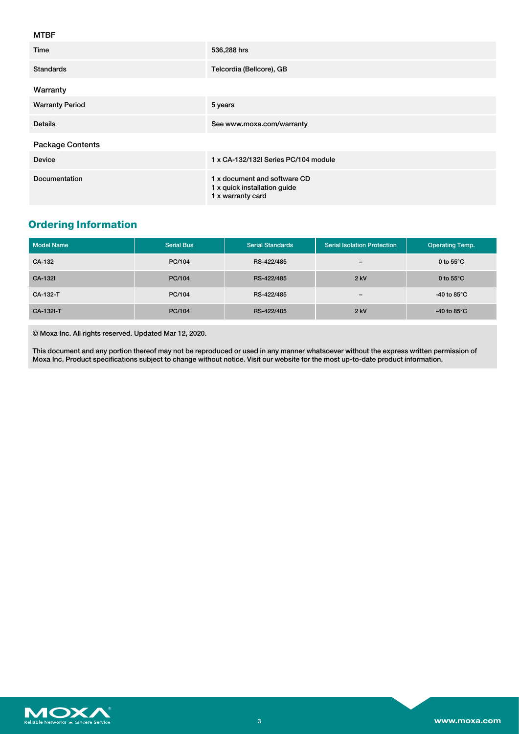### MTBF

| | |
|---|---|
| Time | 536,288 hrs |
| Standards | Telcordia (Bellcore), GB |

### Warranty

| | |
|---|---|
| Warranty Period | 5 years |
| Details | See www.moxa.com/warranty |

### Package Contents

| | |
|---|---|
| Device | 1 x CA-132/132I Series PC/104 module |
| Documentation | 1 x document and software CD<br>1 x quick installation guide<br>1 x warranty card |

## Ordering Information

| Model Name | Serial Bus | Serial Standards | Serial Isolation Protection | Operating Temp. |
|---|---|---|---|---|
| CA-132 | PC/104 | RS-422/485 | – | 0 to 55°C |
| CA-132I | PC/104 | RS-422/485 | 2 kV | 0 to 55°C |
| CA-132-T | PC/104 | RS-422/485 | – | -40 to 85°C |
| CA-132I-T | PC/104 | RS-422/485 | 2 kV | -40 to 85°C |

© Moxa Inc. All rights reserved. Updated Mar 12, 2020.

This document and any portion thereof may not be reproduced or used in any manner whatsoever without the express written permission of Moxa Inc. Product specifications subject to change without notice. Visit our website for the most up-to-date product information.